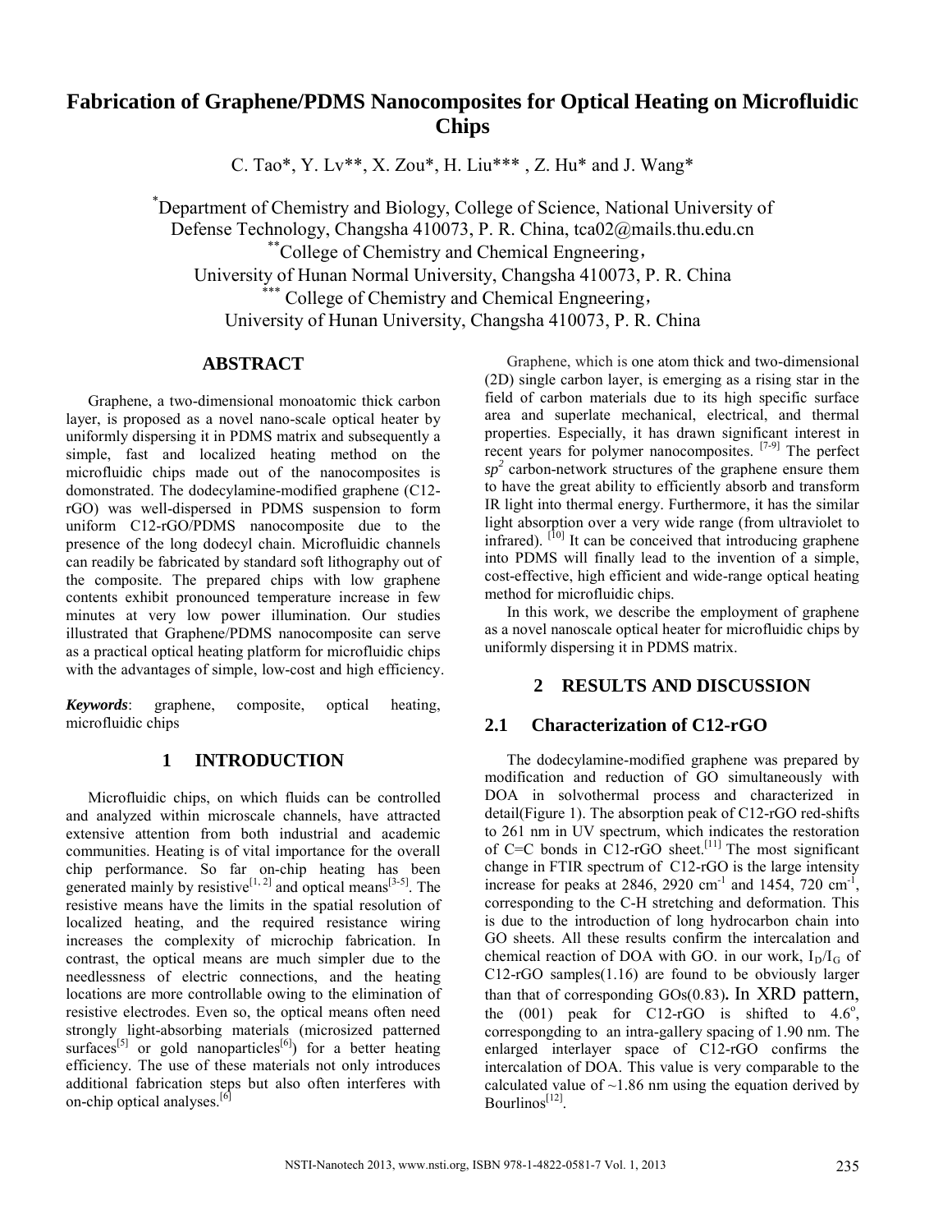# Fabrication of Graphene/PDMS Nanocomposites for Optical Heating on Microfluidic Chips

C. Tao*, Y. Lv**, X. Zou*, H. Liu*** , Z. Hu* and J. Wang*

*Department of Chemistry and Biology, College of Science, National University of Defense Technology, Changsha 410073, P. R. China, tca02@mails.thu.edu.cn

**College of Chemistry and Chemical Engineering, University of Hunan Normal University, Changsha 410073, P. R. China

*** College of Chemistry and Chemical Engineering, University of Hunan University, Changsha 410073, P. R. China

## ABSTRACT

Graphene, a two-dimensional monoatomic thick carbon layer, is proposed as a novel nano-scale optical heater by uniformly dispersing it in PDMS matrix and subsequently a simple, fast and localized heating method on the microfluidic chips made out of the nanocomposites is domonstrated. The dodecylamine-modified graphene (C12-rGO) was well-dispersed in PDMS suspension to form uniform C12-rGO/PDMS nanocomposite due to the presence of the long dodecyl chain. Microfluidic channels can readily be fabricated by standard soft lithography out of the composite. The prepared chips with low graphene contents exhibit pronounced temperature increase in few minutes at very low power illumination. Our studies illustrated that Graphene/PDMS nanocomposite can serve as a practical optical heating platform for microfluidic chips with the advantages of simple, low-cost and high efficiency.

***Keywords***: graphene, composite, optical heating, microfluidic chips

## 1 INTRODUCTION

Microfluidic chips, on which fluids can be controlled and analyzed within microscale channels, have attracted extensive attention from both industrial and academic communities. Heating is of vital importance for the overall chip performance. So far on-chip heating has been generated mainly by resistive[1, 2] and optical means[3-5]. The resistive means have the limits in the spatial resolution of localized heating, and the required resistance wiring increases the complexity of microchip fabrication. In contrast, the optical means are much simpler due to the needlessness of electric connections, and the heating locations are more controllable owing to the elimination of resistive electrodes. Even so, the optical means often need strongly light-absorbing materials (microsized patterned surfaces[5] or gold nanoparticles[6]) for a better heating efficiency. The use of these materials not only introduces additional fabrication steps but also often interferes with on-chip optical analyses.[6]

Graphene, which is one atom thick and two-dimensional (2D) single carbon layer, is emerging as a rising star in the field of carbon materials due to its high specific surface area and superlate mechanical, electrical, and thermal properties. Especially, it has drawn significant interest in recent years for polymer nanocomposites. [7-9] The perfect $sp^2$ carbon-network structures of the graphene ensure them to have the great ability to efficiently absorb and transform IR light into thermal energy. Furthermore, it has the similar light absorption over a very wide range (from ultraviolet to infrared). [10] It can be conceived that introducing graphene into PDMS will finally lead to the invention of a simple, cost-effective, high efficient and wide-range optical heating method for microfluidic chips.

In this work, we describe the employment of graphene as a novel nanoscale optical heater for microfluidic chips by uniformly dispersing it in PDMS matrix.

## 2 RESULTS AND DISCUSSION

### 2.1 Characterization of C12-rGO

The dodecylamine-modified graphene was prepared by modification and reduction of GO simultaneously with DOA in solvothermal process and characterized in detail(Figure 1). The absorption peak of C12-rGO red-shifts to 261 nm in UV spectrum, which indicates the restoration of C=C bonds in C12-rGO sheet.[11] The most significant change in FTIR spectrum of C12-rGO is the large intensity increase for peaks at 2846, 2920 $cm^{-1}$ and 1454, 720 $cm^{-1}$, corresponding to the C-H stretching and deformation. This is due to the introduction of long hydrocarbon chain into GO sheets. All these results confirm the intercalation and chemical reaction of DOA with GO. in our work, $I_D/I_G$ of C12-rGO samples(1.16) are found to be obviously larger than that of corresponding GOs(0.83). In XRD pattern, the (001) peak for C12-rGO is shifted to 4.6°, correspongding to an intra-gallery spacing of 1.90 nm. The enlarged interlayer space of C12-rGO confirms the intercalation of DOA. This value is very comparable to the calculated value of ~1.86 nm using the equation derived by Bourlinos[12].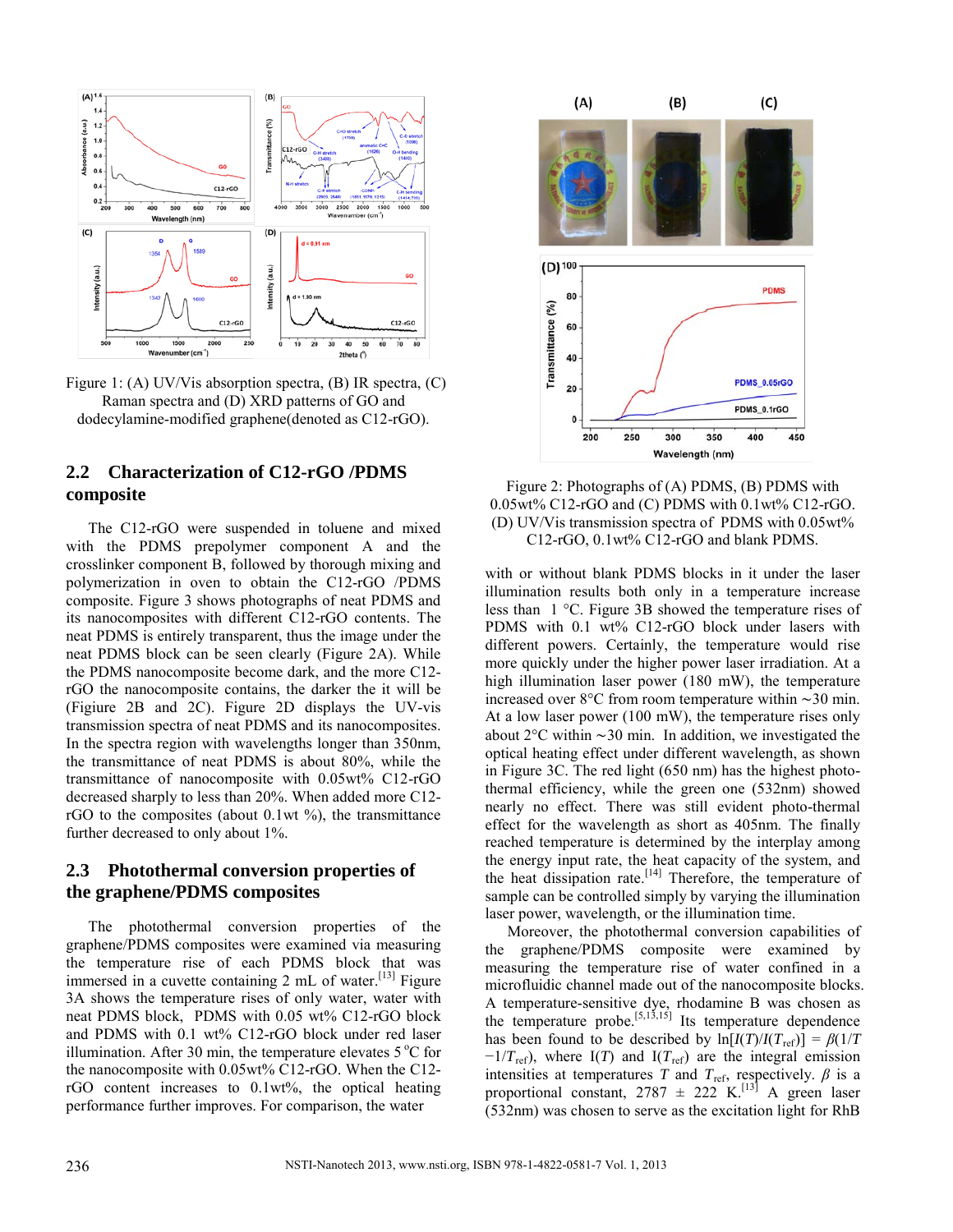Figure 1: (A) UV/Vis absorption spectra, (B) IR spectra, (C) Raman spectra and (D) XRD patterns of GO and dodecylamine-modified graphene(denoted as C12-rGO).

## 2.2 Characterization of C12-rGO /PDMS composite

The C12-rGO were suspended in toluene and mixed with the PDMS prepolymer component A and the crosslinker component B, followed by thorough mixing and polymerization in oven to obtain the C12-rGO /PDMS composite. Figure 3 shows photographs of neat PDMS and its nanocomposites with different C12-rGO contents. The neat PDMS is entirely transparent, thus the image under the neat PDMS block can be seen clearly (Figure 2A). While the PDMS nanocomposite become dark, and the more C12-rGO the nanocomposite contains, the darker the it will be (Figiure 2B and 2C). Figure 2D displays the UV-vis transmission spectra of neat PDMS and its nanocomposites. In the spectra region with wavelengths longer than 350nm, the transmittance of neat PDMS is about 80%, while the transmittance of nanocomposite with 0.05wt% C12-rGO decreased sharply to less than 20%. When added more C12-rGO to the composites (about 0.1wt %), the transmittance further decreased to only about 1%.

## 2.3 Photothermal conversion properties of the graphene/PDMS composites

The photothermal conversion properties of the graphene/PDMS composites were examined via measuring the temperature rise of each PDMS block that was immersed in a cuvette containing 2 mL of water.[13] Figure 3A shows the temperature rises of only water, water with neat PDMS block, PDMS with 0.05 wt% C12-rGO block and PDMS with 0.1 wt% C12-rGO block under red laser illumination. After 30 min, the temperature elevates 5 °C for the nanocomposite with 0.05wt% C12-rGO. When the C12-rGO content increases to 0.1wt%, the optical heating performance further improves. For comparison, the water with or without blank PDMS blocks in it under the laser illumination results both only in a temperature increase less than 1 °C. Figure 3B showed the temperature rises of PDMS with 0.1 wt% C12-rGO block under lasers with different powers. Certainly, the temperature would rise more quickly under the higher power laser irradiation. At a high illumination laser power (180 mW), the temperature increased over 8°C from room temperature within ~30 min. At a low laser power (100 mW), the temperature rises only about 2°C within ~30 min. In addition, we investigated the optical heating effect under different wavelength, as shown in Figure 3C. The red light (650 nm) has the highest photo-thermal efficiency, while the green one (532nm) showed nearly no effect. There was still evident photo-thermal effect for the wavelength as short as 405nm. The finally reached temperature is determined by the interplay among the energy input rate, the heat capacity of the system, and the heat dissipation rate.[14] Therefore, the temperature of sample can be controlled simply by varying the illumination laser power, wavelength, or the illumination time.

Figure 2: Photographs of (A) PDMS, (B) PDMS with 0.05wt% C12-rGO and (C) PDMS with 0.1wt% C12-rGO. (D) UV/Vis transmission spectra of PDMS with 0.05wt% C12-rGO, 0.1wt% C12-rGO and blank PDMS.

Moreover, the photothermal conversion capabilities of the graphene/PDMS composite were examined by measuring the temperature rise of water confined in a microfluidic channel made out of the nanocomposite blocks. A temperature-sensitive dye, rhodamine B was chosen as the temperature probe.[5,13,15] Its temperature dependence has been found to be described by $\ln[I(T)/I(T_{ref})] = \beta(1/T - 1/T_{ref})$, where $I(T)$ and $I(T_{ref})$ are the integral emission intensities at temperatures $T$ and $T_{ref}$, respectively. $\beta$ is a proportional constant, 2787 ± 222 K.[13] A green laser (532nm) was chosen to serve as the excitation light for RhB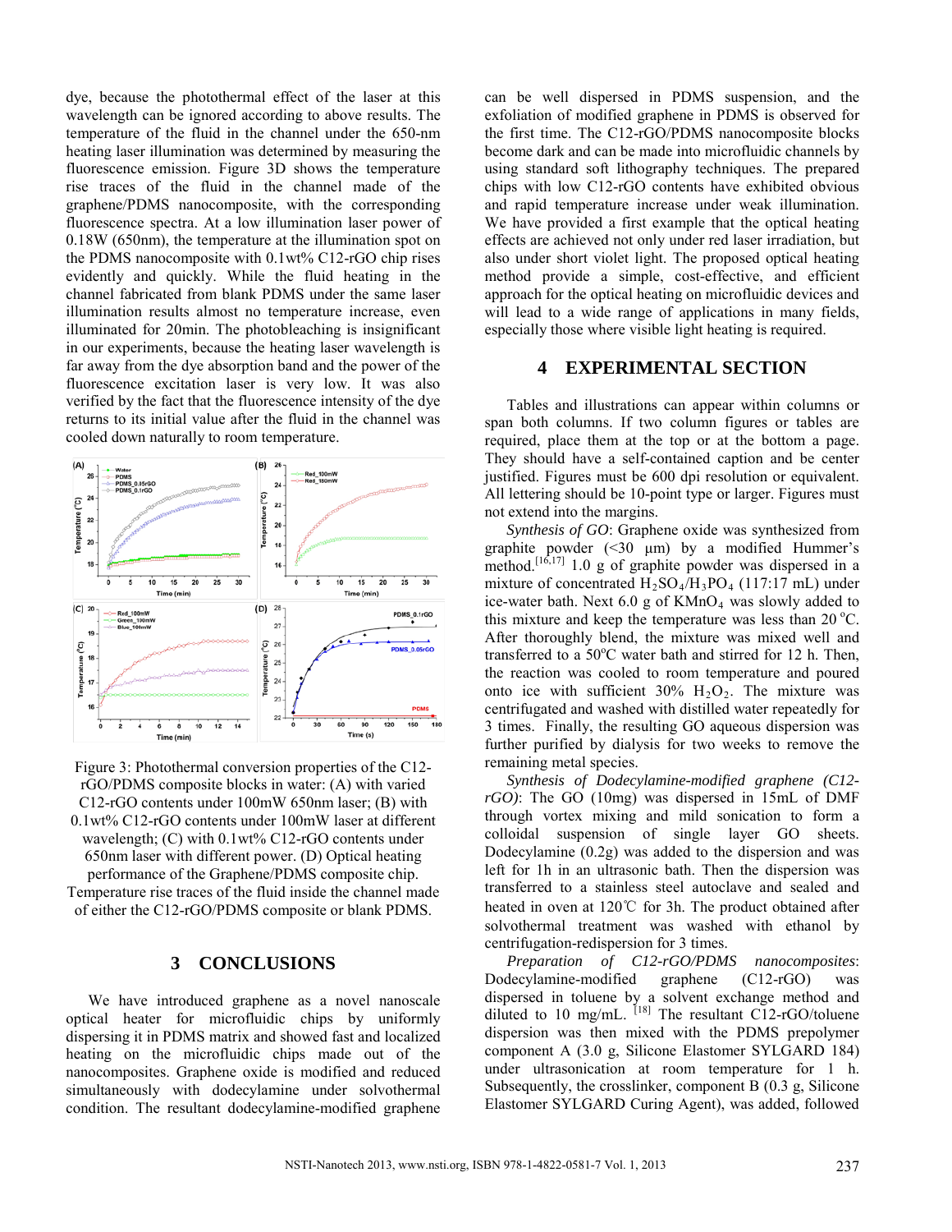dye, because the photothermal effect of the laser at this wavelength can be ignored according to above results. The temperature of the fluid in the channel under the 650-nm heating laser illumination was determined by measuring the fluorescence emission. Figure 3D shows the temperature rise traces of the fluid in the channel made of the graphene/PDMS nanocomposite, with the corresponding fluorescence spectra. At a low illumination laser power of 0.18W (650nm), the temperature at the illumination spot on the PDMS nanocomposite with 0.1wt% C12-rGO chip rises evidently and quickly. While the fluid heating in the channel fabricated from blank PDMS under the same laser illumination results almost no temperature increase, even illuminated for 20min. The photobleaching is insignificant in our experiments, because the heating laser wavelength is far away from the dye absorption band and the power of the fluorescence excitation laser is very low. It was also verified by the fact that the fluorescence intensity of the dye returns to its initial value after the fluid in the channel was cooled down naturally to room temperature.

Figure 3: Photothermal conversion properties of the C12-rGO/PDMS composite blocks in water: (A) with varied C12-rGO contents under 100mW 650nm laser; (B) with 0.1wt% C12-rGO contents under 100mW laser at different wavelength; (C) with 0.1wt% C12-rGO contents under 650nm laser with different power. (D) Optical heating performance of the Graphene/PDMS composite chip. Temperature rise traces of the fluid inside the channel made of either the C12-rGO/PDMS composite or blank PDMS.

## 3 CONCLUSIONS

We have introduced graphene as a novel nanoscale optical heater for microfluidic chips by uniformly dispersing it in PDMS matrix and showed fast and localized heating on the microfluidic chips made out of the nanocomposites. Graphene oxide is modified and reduced simultaneously with dodecylamine under solvothermal condition. The resultant dodecylamine-modified graphene can be well dispersed in PDMS suspension, and the exfoliation of modified graphene in PDMS is observed for the first time. The C12-rGO/PDMS nanocomposite blocks become dark and can be made into microfluidic channels by using standard soft lithography techniques. The prepared chips with low C12-rGO contents have exhibited obvious and rapid temperature increase under weak illumination. We have provided a first example that the optical heating effects are achieved not only under red laser irradiation, but also under short violet light. The proposed optical heating method provide a simple, cost-effective, and efficient approach for the optical heating on microfluidic devices and will lead to a wide range of applications in many fields, especially those where visible light heating is required.

## 4 EXPERIMENTAL SECTION

Tables and illustrations can appear within columns or span both columns. If two column figures or tables are required, place them at the top or at the bottom a page. They should have a self-contained caption and be center justified. Figures must be 600 dpi resolution or equivalent. All lettering should be 10-point type or larger. Figures must not extend into the margins.

*Synthesis of GO*: Graphene oxide was synthesized from graphite powder (<30 μm) by a modified Hummer's method.[16,17] 1.0 g of graphite powder was dispersed in a mixture of concentrated $H_2SO_4$/$H_3PO_4$ (117:17 mL) under ice-water bath. Next 6.0 g of $KMnO_4$ was slowly added to this mixture and keep the temperature was less than 20 °C. After thoroughly blend, the mixture was mixed well and transferred to a 50°C water bath and stirred for 12 h. Then, the reaction was cooled to room temperature and poured onto ice with sufficient 30% $H_2O_2$. The mixture was centrifugated and washed with distilled water repeatedly for 3 times. Finally, the resulting GO aqueous dispersion was further purified by dialysis for two weeks to remove the remaining metal species.

*Synthesis of Dodecylamine-modified graphene (C12-rGO)*: The GO (10mg) was dispersed in 15mL of DMF through vortex mixing and mild sonication to form a colloidal suspension of single layer GO sheets. Dodecylamine (0.2g) was added to the dispersion and was left for 1h in an ultrasonic bath. Then the dispersion was transferred to a stainless steel autoclave and sealed and heated in oven at 120℃ for 3h. The product obtained after solvothermal treatment was washed with ethanol by centrifugation-redispersion for 3 times.

*Preparation of C12-rGO/PDMS nanocomposites*: Dodecylamine-modified graphene (C12-rGO) was dispersed in toluene by a solvent exchange method and diluted to 10 mg/mL. [18] The resultant C12-rGO/toluene dispersion was then mixed with the PDMS prepolymer component A (3.0 g, Silicone Elastomer SYLGARD 184) under ultrasonication at room temperature for 1 h. Subsequently, the crosslinker, component B (0.3 g, Silicone Elastomer SYLGARD Curing Agent), was added, followed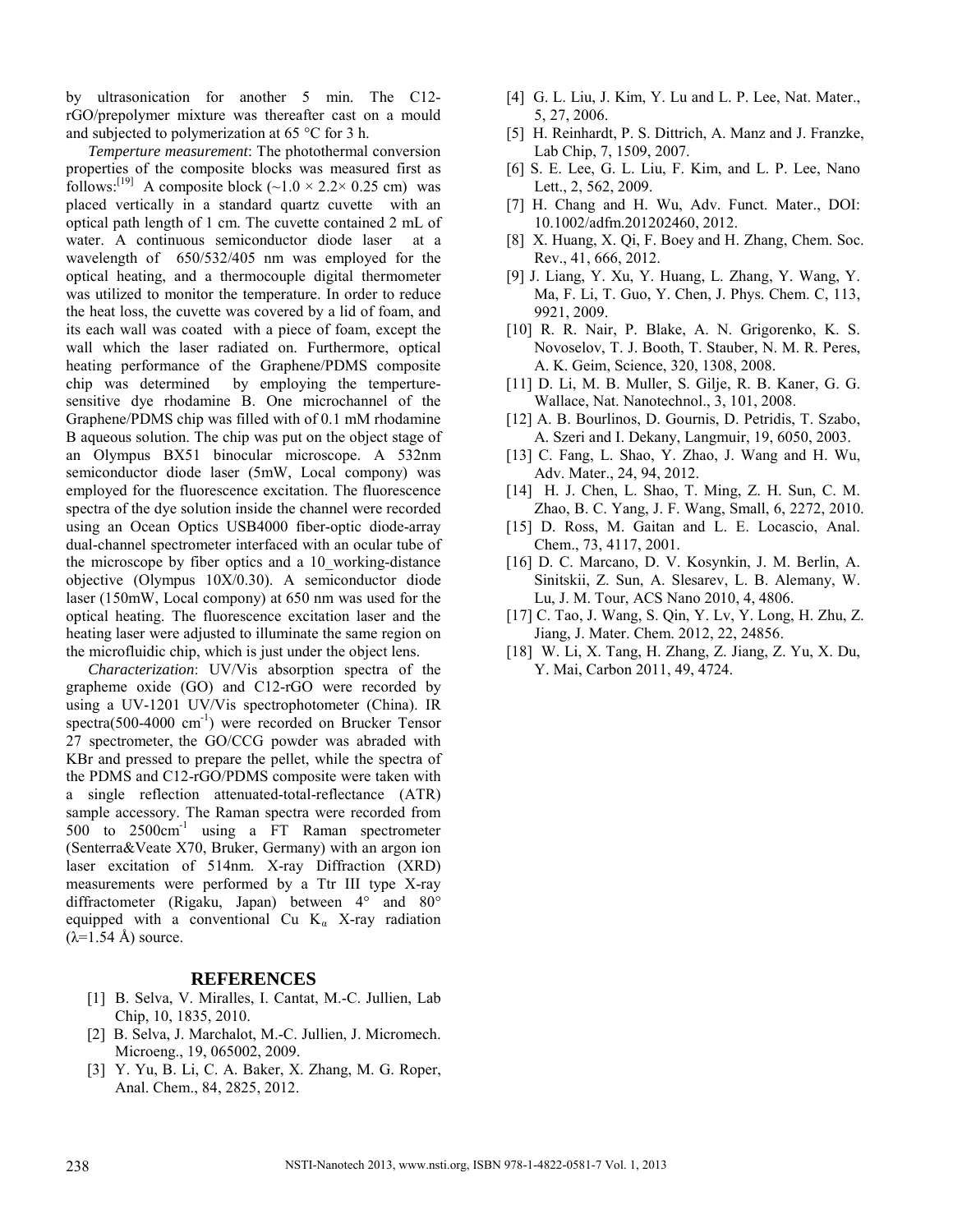by ultrasonication for another 5 min. The C12-rGO/prepolymer mixture was thereafter cast on a mould and subjected to polymerization at 65 °C for 3 h.

*Temperture measurement*: The photothermal conversion properties of the composite blocks was measured first as follows:[19] A composite block (~1.0 × 2.2× 0.25 cm) was placed vertically in a standard quartz cuvette with an optical path length of 1 cm. The cuvette contained 2 mL of water. A continuous semiconductor diode laser at a wavelength of 650/532/405 nm was employed for the optical heating, and a thermocouple digital thermometer was utilized to monitor the temperature. In order to reduce the heat loss, the cuvette was covered by a lid of foam, and its each wall was coated with a piece of foam, except the wall which the laser radiated on. Furthermore, optical heating performance of the Graphene/PDMS composite chip was determined by employing the temperture-sensitive dye rhodamine B. One microchannel of the Graphene/PDMS chip was filled with of 0.1 mM rhodamine B aqueous solution. The chip was put on the object stage of an Olympus BX51 binocular microscope. A 532nm semiconductor diode laser (5mW, Local compony) was employed for the fluorescence excitation. The fluorescence spectra of the dye solution inside the channel were recorded using an Ocean Optics USB4000 fiber-optic diode-array dual-channel spectrometer interfaced with an ocular tube of the microscope by fiber optics and a 10_working-distance objective (Olympus 10X/0.30). A semiconductor diode laser (150mW, Local compony) at 650 nm was used for the optical heating. The fluorescence excitation laser and the heating laser were adjusted to illuminate the same region on the microfluidic chip, which is just under the object lens.

*Characterization*: UV/Vis absorption spectra of the grapheme oxide (GO) and C12-rGO were recorded by using a UV-1201 UV/Vis spectrophotometer (China). IR spectra(500-4000 $cm^{-1}$) were recorded on Brucker Tensor 27 spectrometer, the GO/CCG powder was abraded with KBr and pressed to prepare the pellet, while the spectra of the PDMS and C12-rGO/PDMS composite were taken with a single reflection attenuated-total-reflectance (ATR) sample accessory. The Raman spectra were recorded from 500 to 2500$cm^{-1}$ using a FT Raman spectrometer (Senterra&Veate X70, Bruker, Germany) with an argon ion laser excitation of 514nm. X-ray Diffraction (XRD) measurements were performed by a Ttr III type X-ray diffractometer (Rigaku, Japan) between 4° and 80° equipped with a conventional Cu $K_\alpha$ X-ray radiation ($\lambda$=1.54 Å) source.

## REFERENCES

[1] B. Selva, V. Miralles, I. Cantat, M.-C. Jullien, Lab Chip, 10, 1835, 2010.

[2] B. Selva, J. Marchalot, M.-C. Jullien, J. Micromech. Microeng., 19, 065002, 2009.

[3] Y. Yu, B. Li, C. A. Baker, X. Zhang, M. G. Roper, Anal. Chem., 84, 2825, 2012.

[4] G. L. Liu, J. Kim, Y. Lu and L. P. Lee, Nat. Mater., 5, 27, 2006.

[5] H. Reinhardt, P. S. Dittrich, A. Manz and J. Franzke, Lab Chip, 7, 1509, 2007.

[6] S. E. Lee, G. L. Liu, F. Kim, and L. P. Lee, Nano Lett., 2, 562, 2009.

[7] H. Chang and H. Wu, Adv. Funct. Mater., DOI: 10.1002/adfm.201202460, 2012.

[8] X. Huang, X. Qi, F. Boey and H. Zhang, Chem. Soc. Rev., 41, 666, 2012.

[9] J. Liang, Y. Xu, Y. Huang, L. Zhang, Y. Wang, Y. Ma, F. Li, T. Guo, Y. Chen, J. Phys. Chem. C, 113, 9921, 2009.

[10] R. R. Nair, P. Blake, A. N. Grigorenko, K. S. Novoselov, T. J. Booth, T. Stauber, N. M. R. Peres, A. K. Geim, Science, 320, 1308, 2008.

[11] D. Li, M. B. Muller, S. Gilje, R. B. Kaner, G. G. Wallace, Nat. Nanotechnol., 3, 101, 2008.

[12] A. B. Bourlinos, D. Gournis, D. Petridis, T. Szabo, A. Szeri and I. Dekany, Langmuir, 19, 6050, 2003.

[13] C. Fang, L. Shao, Y. Zhao, J. Wang and H. Wu, Adv. Mater., 24, 94, 2012.

[14] H. J. Chen, L. Shao, T. Ming, Z. H. Sun, C. M. Zhao, B. C. Yang, J. F. Wang, Small, 6, 2272, 2010.

[15] D. Ross, M. Gaitan and L. E. Locascio, Anal. Chem., 73, 4117, 2001.

[16] D. C. Marcano, D. V. Kosynkin, J. M. Berlin, A. Sinitskii, Z. Sun, A. Slesarev, L. B. Alemany, W. Lu, J. M. Tour, ACS Nano 2010, 4, 4806.

[17] C. Tao, J. Wang, S. Qin, Y. Lv, Y. Long, H. Zhu, Z. Jiang, J. Mater. Chem. 2012, 22, 24856.

[18] W. Li, X. Tang, H. Zhang, Z. Jiang, Z. Yu, X. Du, Y. Mai, Carbon 2011, 49, 4724.